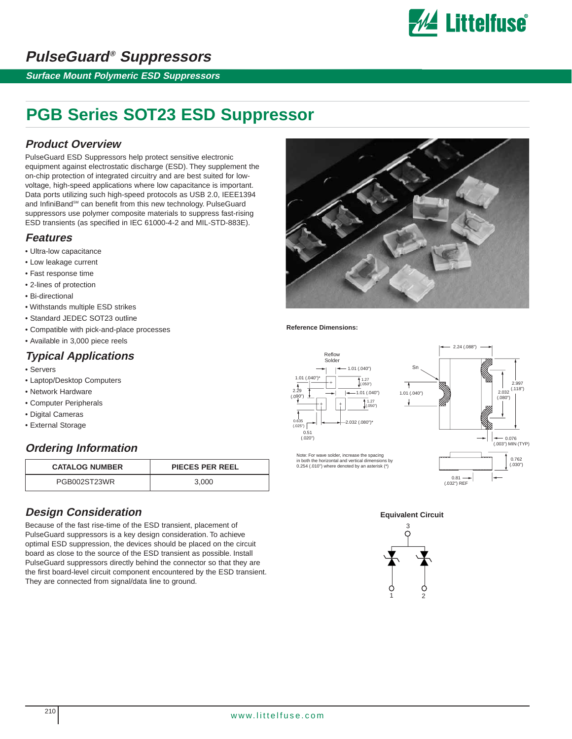# PulseGuard® Suppressors

*Surface Mount Polymeric ESD Suppressors*

# PGB Series SOT23 ESD Suppressor

## Product Overview

PulseGuard ESD Suppressors help protect sensitive electronic equipment against electrostatic discharge (ESD). They supplement the on-chip protection of integrated circuitry and are best suited for low-voltage, high-speed applications where low capacitance is important. Data ports utilizing such high-speed protocols as USB 2.0, IEEE1394 and InfiniBand℠ can benefit from this new technology. PulseGuard suppressors use polymer composite materials to suppress fast-rising ESD transients (as specified in IEC 61000-4-2 and MIL-STD-883E).

## Features

- Ultra-low capacitance
- Low leakage current
- Fast response time
- 2-lines of protection
- Bi-directional
- Withstands multiple ESD strikes
- Standard JEDEC SOT23 outline
- Compatible with pick-and-place processes
- Available in 3,000 piece reels

## Typical Applications

- Servers
- Laptop/Desktop Computers
- Network Hardware
- Computer Peripherals
- Digital Cameras
- External Storage

## Ordering Information

| CATALOG NUMBER | PIECES PER REEL |
|---|---|
| PGB002ST23WR | 3,000 |

## Design Consideration

Because of the fast rise-time of the ESD transient, placement of PulseGuard suppressors is a key design consideration. To achieve optimal ESD suppression, the devices should be placed on the circuit board as close to the source of the ESD transient as possible. Install PulseGuard suppressors directly behind the connector so that they are the first board-level circuit component encountered by the ESD transient. They are connected from signal/data line to ground.

**Reference Dimensions:**

Reflow Solder: 1.01 (.040"), 1.01 (.040")*, 1.27 (.050"), 2.29 (.090"), 1.01 (.040"), 1.27 (.050"), 0.635 (.025"), 2.032 (.080")*, 0.51 (.020")

Sn; 2.24 (.088"); 1.01 (.040"); 2.997 (.118"); 2.032 (.080"); 0.076 (.003") MIN (TYP); 0.762 (.030"); 0.81 (.032") REF

Note: For wave solder, increase the spacing in both the horizontal and vertical dimensions by 0.254 (.010") where denoted by an asterisk (*)

**Equivalent Circuit**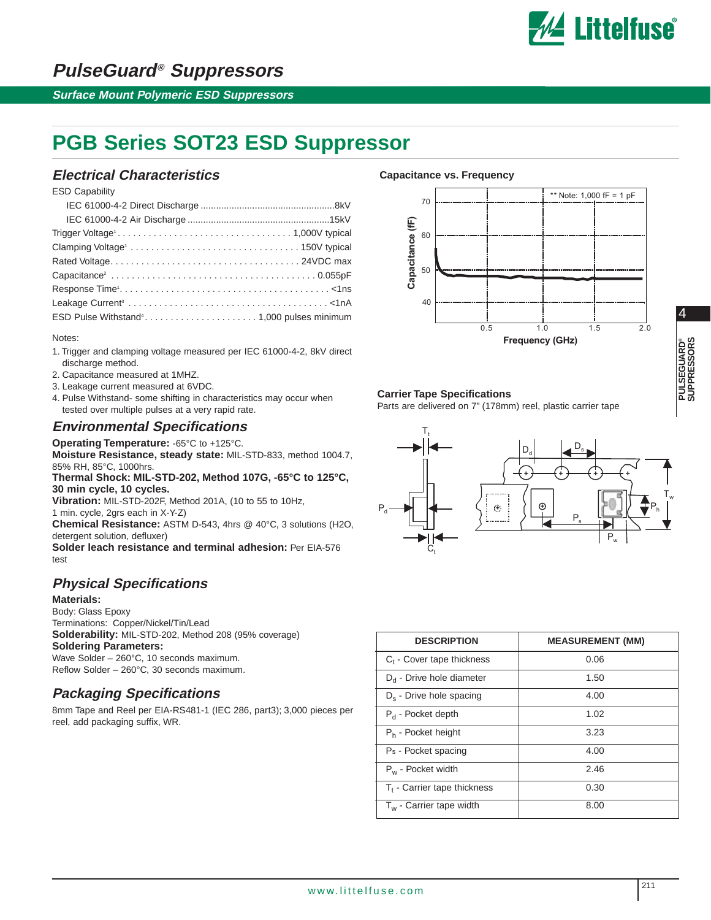# PulseGuard® Suppressors

*Surface Mount Polymeric ESD Suppressors*

## PGB Series SOT23 ESD Suppressor

### *Electrical Characteristics*

ESD Capability

- IEC 61000-4-2 Direct Discharge ....8kV
- IEC 61000-4-2 Air Discharge ....15kV

Trigger Voltage[1] .... 1,000V typical
Clamping Voltage[1] .... 150V typical
Rated Voltage .... 24VDC max
Capacitance[2] .... 0.055pF
Response Time[1] .... <1ns
Leakage Current[3] .... <1nA
ESD Pulse Withstand[4] .... 1,000 pulses minimum

Notes:

1. Trigger and clamping voltage measured per IEC 61000-4-2, 8kV direct discharge method.
2. Capacitance measured at 1MHZ.
3. Leakage current measured at 6VDC.
4. Pulse Withstand- some shifting in characteristics may occur when tested over multiple pulses at a very rapid rate.

### *Environmental Specifications*

**Operating Temperature:** -65°C to +125°C.
**Moisture Resistance, steady state:** MIL-STD-833, method 1004.7, 85% RH, 85°C, 1000hrs.
**Thermal Shock: MIL-STD-202, Method 107G, -65°C to 125°C, 30 min cycle, 10 cycles.**
**Vibration:** MIL-STD-202F, Method 201A, (10 to 55 to 10Hz, 1 min. cycle, 2grs each in X-Y-Z)
**Chemical Resistance:** ASTM D-543, 4hrs @ 40°C, 3 solutions (H2O, detergent solution, defluxer)
**Solder leach resistance and terminal adhesion:** Per EIA-576 test

### *Physical Specifications*

**Materials:**
Body: Glass Epoxy
Terminations: Copper/Nickel/Tin/Lead
**Solderability:** MIL-STD-202, Method 208 (95% coverage)
**Soldering Parameters:**
Wave Solder – 260°C, 10 seconds maximum.
Reflow Solder – 260°C, 30 seconds maximum.

### *Packaging Specifications*

8mm Tape and Reel per EIA-RS481-1 (IEC 286, part3); 3,000 pieces per reel, add packaging suffix, WR.

**Capacitance vs. Frequency**

Capacitance (fF)
70
60
50
40
0.5
1.0
1.5
2.0
Frequency (GHz)
** Note: 1,000 fF = 1 pF

**Carrier Tape Specifications**
Parts are delivered on 7" (178mm) reel, plastic carrier tape

$T_t$ $D_d$ $D_s$ $T_w$ $P_h$ $P_d$ $P_s$ $P_w$ $C_t$

| DESCRIPTION | MEASUREMENT (MM) |
|---|---|
| $C_t$ - Cover tape thickness | 0.06 |
| $D_d$ - Drive hole diameter | 1.50 |
| $D_s$ - Drive hole spacing | 4.00 |
| $P_d$ - Pocket depth | 1.02 |
| $P_h$ - Pocket height | 3.23 |
| $P_s$ - Pocket spacing | 4.00 |
| $P_w$ - Pocket width | 2.46 |
| $T_t$ - Carrier tape thickness | 0.30 |
| $T_w$ - Carrier tape width | 8.00 |